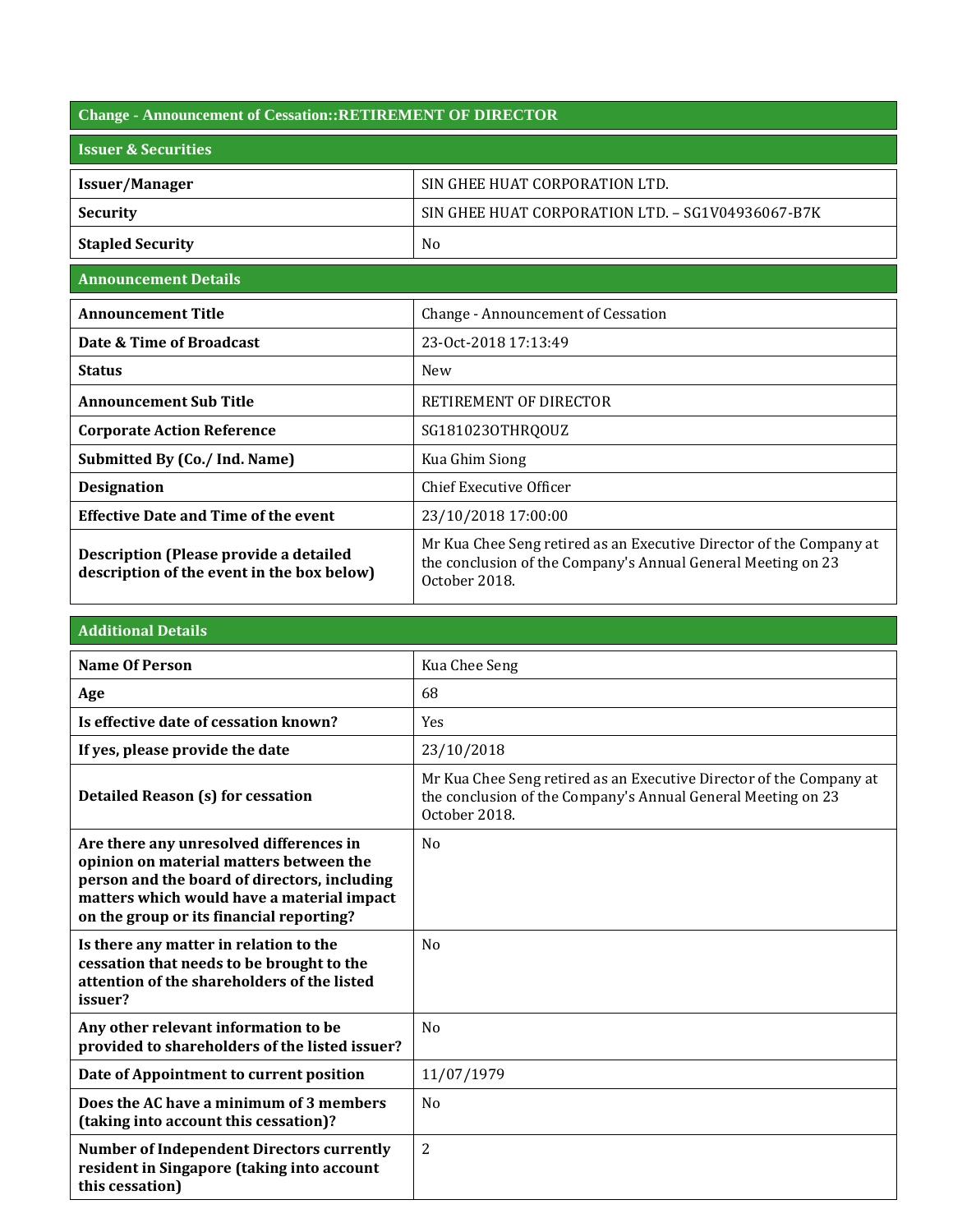## Change - Announcement of Cessation::RETIREMENT OF DIRECTOR

### Issuer & Securities

| | |
|---|---|
| **Issuer/Manager** | SIN GHEE HUAT CORPORATION LTD. |
| **Security** | SIN GHEE HUAT CORPORATION LTD. – SG1V04936067-B7K |
| **Stapled Security** | No |

### Announcement Details

| | |
|---|---|
| **Announcement Title** | Change - Announcement of Cessation |
| **Date & Time of Broadcast** | 23-Oct-2018 17:13:49 |
| **Status** | New |
| **Announcement Sub Title** | RETIREMENT OF DIRECTOR |
| **Corporate Action Reference** | SG181023OTHRQOUZ |
| **Submitted By (Co./ Ind. Name)** | Kua Ghim Siong |
| **Designation** | Chief Executive Officer |
| **Effective Date and Time of the event** | 23/10/2018 17:00:00 |
| **Description (Please provide a detailed description of the event in the box below)** | Mr Kua Chee Seng retired as an Executive Director of the Company at the conclusion of the Company's Annual General Meeting on 23 October 2018. |

### Additional Details

| | |
|---|---|
| **Name Of Person** | Kua Chee Seng |
| **Age** | 68 |
| **Is effective date of cessation known?** | Yes |
| **If yes, please provide the date** | 23/10/2018 |
| **Detailed Reason (s) for cessation** | Mr Kua Chee Seng retired as an Executive Director of the Company at the conclusion of the Company's Annual General Meeting on 23 October 2018. |
| **Are there any unresolved differences in opinion on material matters between the person and the board of directors, including matters which would have a material impact on the group or its financial reporting?** | No |
| **Is there any matter in relation to the cessation that needs to be brought to the attention of the shareholders of the listed issuer?** | No |
| **Any other relevant information to be provided to shareholders of the listed issuer?** | No |
| **Date of Appointment to current position** | 11/07/1979 |
| **Does the AC have a minimum of 3 members (taking into account this cessation)?** | No |
| **Number of Independent Directors currently resident in Singapore (taking into account this cessation)** | 2 |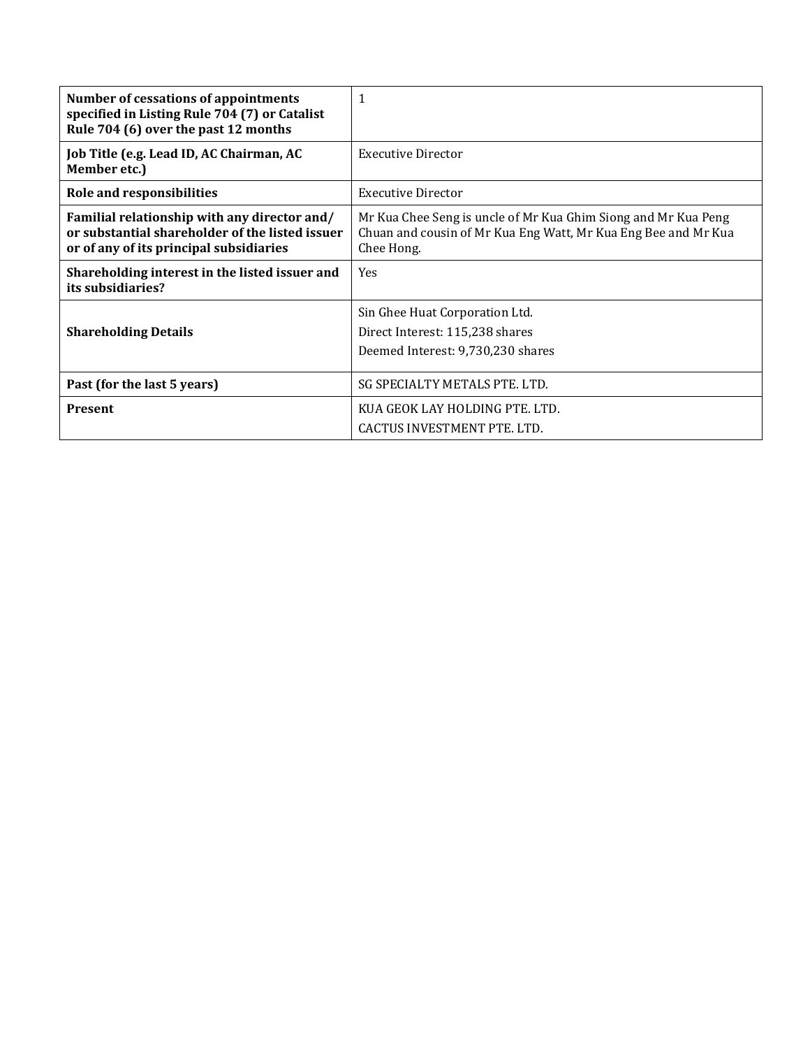| | |
|---|---|
| **Number of cessations of appointments specified in Listing Rule 704 (7) or Catalist Rule 704 (6) over the past 12 months** | 1 |
| **Job Title (e.g. Lead ID, AC Chairman, AC Member etc.)** | Executive Director |
| **Role and responsibilities** | Executive Director |
| **Familial relationship with any director and/ or substantial shareholder of the listed issuer or of any of its principal subsidiaries** | Mr Kua Chee Seng is uncle of Mr Kua Ghim Siong and Mr Kua Peng Chuan and cousin of Mr Kua Eng Watt, Mr Kua Eng Bee and Mr Kua Chee Hong. |
| **Shareholding interest in the listed issuer and its subsidiaries?** | Yes |
| **Shareholding Details** | Sin Ghee Huat Corporation Ltd.<br>Direct Interest: 115,238 shares<br>Deemed Interest: 9,730,230 shares |
| **Past (for the last 5 years)** | SG SPECIALTY METALS PTE. LTD. |
| **Present** | KUA GEOK LAY HOLDING PTE. LTD.<br>CACTUS INVESTMENT PTE. LTD. |